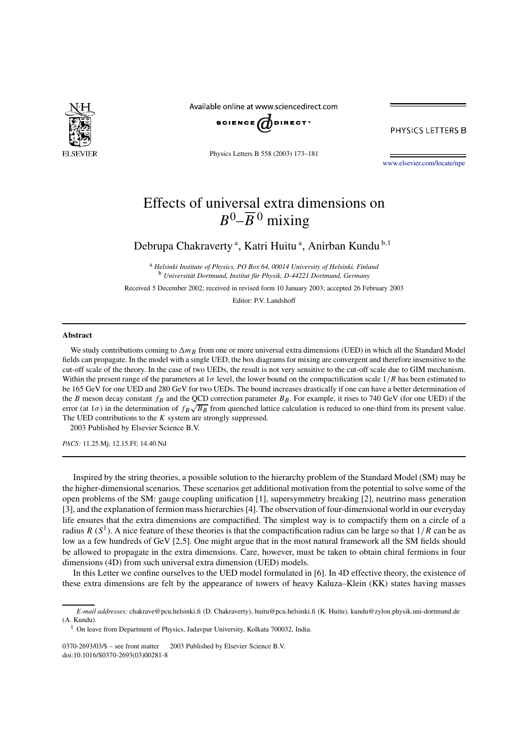# Effects of universal extra dimensions on $B^0$–$\overline{B}^0$ mixing

Debrupa Chakraverty [a], Katri Huitu [a], Anirban Kundu [b,1]

[a] *Helsinki Institute of Physics, PO Box 64, 00014 University of Helsinki, Finland*
[b] *Universität Dortmund, Institut für Physik, D-44221 Dortmund, Germany*

Received 5 December 2002; received in revised form 10 January 2003; accepted 26 February 2003

Editor: P.V. Landshoff

## Abstract

We study contributions coming to $\Delta m_B$ from one or more universal extra dimensions (UED) in which all the Standard Model fields can propagate. In the model with a single UED, the box diagrams for mixing are convergent and therefore insensitive to the cut-off scale of the theory. In the case of two UEDs, the result is not very sensitive to the cut-off scale due to GIM mechanism. Within the present range of the parameters at $1\sigma$ level, the lower bound on the compactification scale $1/R$ has been estimated to be 165 GeV for one UED and 280 GeV for two UEDs. The bound increases drastically if one can have a better determination of the $B$ meson decay constant $f_B$ and the QCD correction parameter $B_B$. For example, it rises to 740 GeV (for one UED) if the error (at $1\sigma$) in the determination of $f_B\sqrt{B_B}$ from quenched lattice calculation is reduced to one-third from its present value. The UED contributions to the $K$ system are strongly suppressed.

2003 Published by Elsevier Science B.V.

*PACS:* 11.25.Mj; 12.15.Ff; 14.40.Nd

Inspired by the string theories, a possible solution to the hierarchy problem of the Standard Model (SM) may be the higher-dimensional scenarios. These scenarios get additional motivation from the potential to solve some of the open problems of the SM: gauge coupling unification [1], supersymmetry breaking [2], neutrino mass generation [3], and the explanation of fermion mass hierarchies [4]. The observation of four-dimensional world in our everyday life ensures that the extra dimensions are compactified. The simplest way is to compactify them on a circle of a radius $R$ ($S^1$). A nice feature of these theories is that the compactification radius can be large so that $1/R$ can be as low as a few hundreds of GeV [2,5]. One might argue that in the most natural framework all the SM fields should be allowed to propagate in the extra dimensions. Care, however, must be taken to obtain chiral fermions in four dimensions (4D) from such universal extra dimension (UED) models.

In this Letter we confine ourselves to the UED model formulated in [6]. In 4D effective theory, the existence of these extra dimensions are felt by the appearance of towers of heavy Kaluza–Klein (KK) states having masses

---

*E-mail addresses:* chakrave@pcu.helsinki.fi (D. Chakraverty), huitu@pcu.helsinki.fi (K. Huitu), kundu@zylon.physik.uni-dortmund.de (A. Kundu).

[1] On leave from Department of Physics, Jadavpur University, Kolkata 700032, India.

0370-2693/03/$ – see front matter 2003 Published by Elsevier Science B.V.
doi:10.1016/S0370-2693(03)00281-8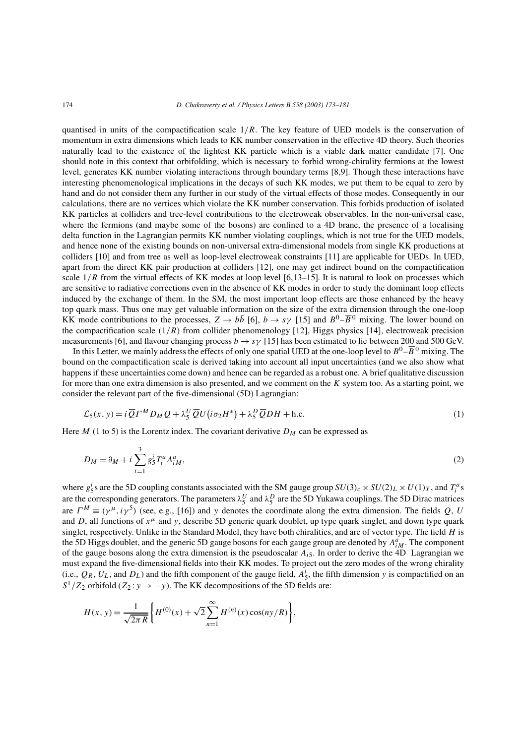quantised in units of the compactification scale $1/R$. The key feature of UED models is the conservation of momentum in extra dimensions which leads to KK number conservation in the effective 4D theory. Such theories naturally lead to the existence of the lightest KK particle which is a viable dark matter candidate [7]. One should note in this context that orbifolding, which is necessary to forbid wrong-chirality fermions at the lowest level, generates KK number violating interactions through boundary terms [8,9]. Though these interactions have interesting phenomenological implications in the decays of such KK modes, we put them to be equal to zero by hand and do not consider them any further in our study of the virtual effects of those modes. Consequently in our calculations, there are no vertices which violate the KK number conservation. This forbids production of isolated KK particles at colliders and tree-level contributions to the electroweak observables. In the non-universal case, where the fermions (and maybe some of the bosons) are confined to a 4D brane, the presence of a localising delta function in the Lagrangian permits KK number violating couplings, which is not true for the UED models, and hence none of the existing bounds on non-universal extra-dimensional models from single KK productions at colliders [10] and from tree as well as loop-level electroweak constraints [11] are applicable for UEDs. In UED, apart from the direct KK pair production at colliders [12], one may get indirect bound on the compactification scale $1/R$ from the virtual effects of KK modes at loop level [6,13–15]. It is natural to look on processes which are sensitive to radiative corrections even in the absence of KK modes in order to study the dominant loop effects induced by the exchange of them. In the SM, the most important loop effects are those enhanced by the heavy top quark mass. Thus one may get valuable information on the size of the extra dimension through the one-loop KK mode contributions to the processes, $Z \to b\bar{b}$ [6], $b \to s\gamma$ [15] and $B^0$–$\overline{B}^0$ mixing. The lower bound on the compactification scale $(1/R)$ from collider phenomenology [12], Higgs physics [14], electroweak precision measurements [6], and flavour changing process $b \to s\gamma$ [15] has been estimated to lie between 200 and 500 GeV.

In this Letter, we mainly address the effects of only one spatial UED at the one-loop level to $B^0$–$\overline{B}^0$ mixing. The bound on the compactification scale is derived taking into account all input uncertainties (and we also show what happens if these uncertainties come down) and hence can be regarded as a robust one. A brief qualitative discussion for more than one extra dimension is also presented, and we comment on the $K$ system too. As a starting point, we consider the relevant part of the five-dimensional (5D) Lagrangian:

$$\mathcal{L}_5(x, y) = i\overline{Q}\Gamma^M D_M Q + \lambda_5^U \overline{Q}U\left(i\sigma_2 H^*\right) + \lambda_5^D \overline{Q}DH + \text{h.c.} \tag{1}$$

Here $M$ (1 to 5) is the Lorentz index. The covariant derivative $D_M$ can be expressed as

$$D_M = \partial_M + i\sum_{i=1}^{3} g_5^i T_i^a A_{iM}^a, \tag{2}$$

where $g_5^i$s are the 5D coupling constants associated with the SM gauge group $SU(3)_c \times SU(2)_L \times U(1)_Y$, and $T_i^a$s are the corresponding generators. The parameters $\lambda_5^U$ and $\lambda_5^D$ are the 5D Yukawa couplings. The 5D Dirac matrices are $\Gamma^M \equiv (\gamma^\mu, i\gamma^5)$ (see, e.g., [16]) and $y$ denotes the coordinate along the extra dimension. The fields $Q$, $U$ and $D$, all functions of $x^\mu$ and $y$, describe 5D generic quark doublet, up type quark singlet, and down type quark singlet, respectively. Unlike in the Standard Model, they have both chiralities, and are of vector type. The field $H$ is the 5D Higgs doublet, and the generic 5D gauge bosons for each gauge group are denoted by $A_{iM}^a$. The component of the gauge bosons along the extra dimension is the pseudoscalar $A_{i5}$. In order to derive the 4D Lagrangian we must expand the five-dimensional fields into their KK modes. To project out the zero modes of the wrong chirality (i.e., $Q_R$, $U_L$, and $D_L$) and the fifth component of the gauge field, $A_5^i$, the fifth dimension $y$ is compactified on an $S^1/Z_2$ orbifold ($Z_2 : y \to -y$). The KK decompositions of the 5D fields are:

$$H(x, y) = \frac{1}{\sqrt{2\pi R}}\left\{H^{(0)}(x) + \sqrt{2}\sum_{n=1}^{\infty} H^{(n)}(x)\cos(ny/R)\right\},$$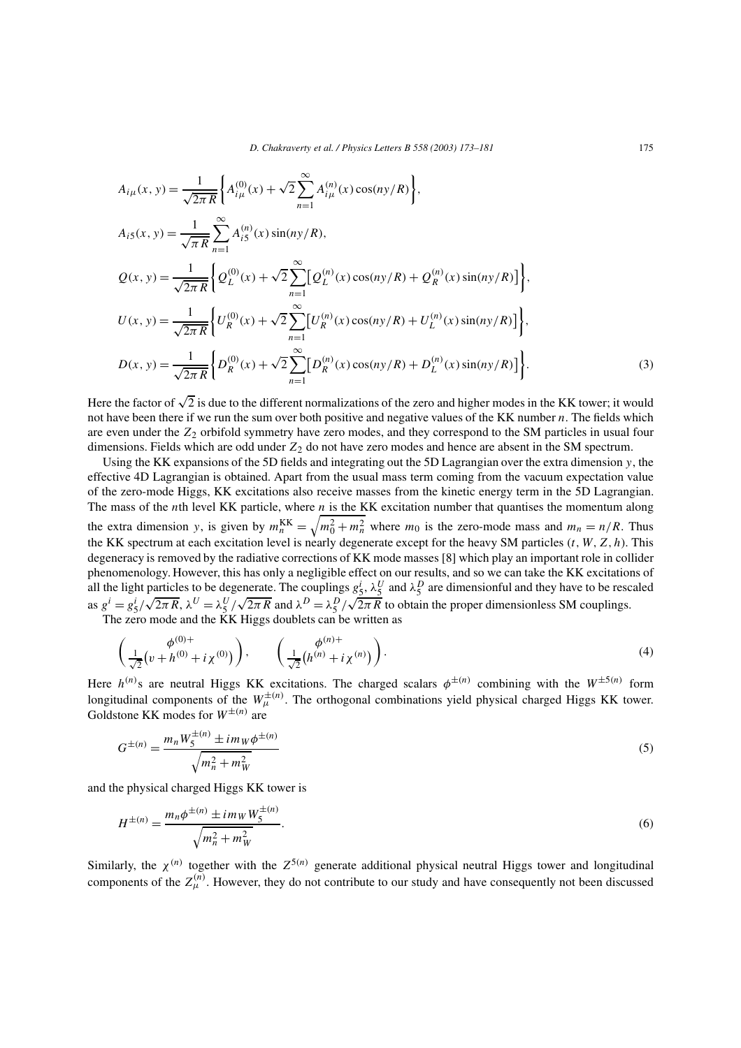$$
\begin{aligned}
A_{i\mu}(x,y) &= \frac{1}{\sqrt{2\pi R}}\left\{A_{i\mu}^{(0)}(x) + \sqrt{2}\sum_{n=1}^{\infty} A_{i\mu}^{(n)}(x)\cos(ny/R)\right\},\\
A_{i5}(x,y) &= \frac{1}{\sqrt{\pi R}}\sum_{n=1}^{\infty} A_{i5}^{(n)}(x)\sin(ny/R),\\
Q(x,y) &= \frac{1}{\sqrt{2\pi R}}\left\{Q_L^{(0)}(x) + \sqrt{2}\sum_{n=1}^{\infty}\left[Q_L^{(n)}(x)\cos(ny/R) + Q_R^{(n)}(x)\sin(ny/R)\right]\right\},\\
U(x,y) &= \frac{1}{\sqrt{2\pi R}}\left\{U_R^{(0)}(x) + \sqrt{2}\sum_{n=1}^{\infty}\left[U_R^{(n)}(x)\cos(ny/R) + U_L^{(n)}(x)\sin(ny/R)\right]\right\},\\
D(x,y) &= \frac{1}{\sqrt{2\pi R}}\left\{D_R^{(0)}(x) + \sqrt{2}\sum_{n=1}^{\infty}\left[D_R^{(n)}(x)\cos(ny/R) + D_L^{(n)}(x)\sin(ny/R)\right]\right\}.
\end{aligned}
\tag{3}
$$

Here the factor of $\sqrt{2}$ is due to the different normalizations of the zero and higher modes in the KK tower; it would not have been there if we run the sum over both positive and negative values of the KK number $n$. The fields which are even under the $Z_2$ orbifold symmetry have zero modes, and they correspond to the SM particles in usual four dimensions. Fields which are odd under $Z_2$ do not have zero modes and hence are absent in the SM spectrum.

Using the KK expansions of the 5D fields and integrating out the 5D Lagrangian over the extra dimension $y$, the effective 4D Lagrangian is obtained. Apart from the usual mass term coming from the vacuum expectation value of the zero-mode Higgs, KK excitations also receive masses from the kinetic energy term in the 5D Lagrangian. The mass of the $n$th level KK particle, where $n$ is the KK excitation number that quantises the momentum along the extra dimension $y$, is given by $m_n^{\mathrm{KK}} = \sqrt{m_0^2 + m_n^2}$ where $m_0$ is the zero-mode mass and $m_n = n/R$. Thus the KK spectrum at each excitation level is nearly degenerate except for the heavy SM particles ($t, W, Z, h$). This degeneracy is removed by the radiative corrections of KK mode masses [8] which play an important role in collider phenomenology. However, this has only a negligible effect on our results, and so we can take the KK excitations of all the light particles to be degenerate. The couplings $g_5^i$, $\lambda_5^U$ and $\lambda_5^D$ are dimensionful and they have to be rescaled as $g^i = g_5^i/\sqrt{2\pi R}$, $\lambda^U = \lambda_5^U/\sqrt{2\pi R}$ and $\lambda^D = \lambda_5^D/\sqrt{2\pi R}$ to obtain the proper dimensionless SM couplings.

The zero mode and the KK Higgs doublets can be written as

$$
\begin{pmatrix} \phi^{(0)+} \\ \frac{1}{\sqrt{2}}\left(v + h^{(0)} + i\chi^{(0)}\right) \end{pmatrix}, \qquad \begin{pmatrix} \phi^{(n)+} \\ \frac{1}{\sqrt{2}}\left(h^{(n)} + i\chi^{(n)}\right) \end{pmatrix}.
\tag{4}
$$

Here $h^{(n)}$s are neutral Higgs KK excitations. The charged scalars $\phi^{\pm(n)}$ combining with the $W^{\pm 5(n)}$ form longitudinal components of the $W_\mu^{\pm(n)}$. The orthogonal combinations yield physical charged Higgs KK tower. Goldstone KK modes for $W^{\pm(n)}$ are

$$
G^{\pm(n)} = \frac{m_n W_5^{\pm(n)} \pm i m_W \phi^{\pm(n)}}{\sqrt{m_n^2 + m_W^2}}
\tag{5}
$$

and the physical charged Higgs KK tower is

$$
H^{\pm(n)} = \frac{m_n \phi^{\pm(n)} \pm i m_W W_5^{\pm(n)}}{\sqrt{m_n^2 + m_W^2}}.
\tag{6}
$$

Similarly, the $\chi^{(n)}$ together with the $Z^{5(n)}$ generate additional physical neutral Higgs tower and longitudinal components of the $Z_\mu^{(n)}$. However, they do not contribute to our study and have consequently not been discussed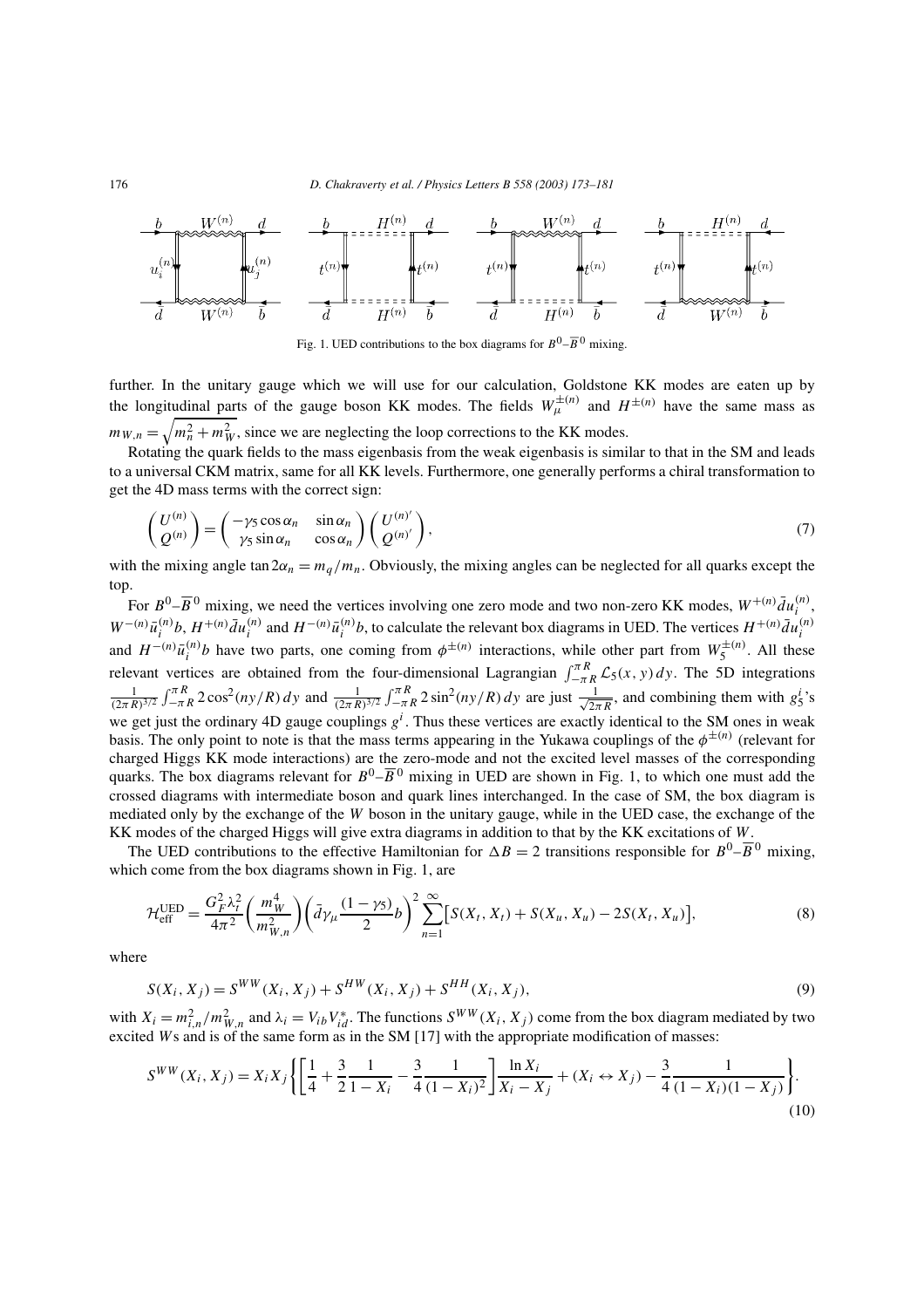Fig. 1. UED contributions to the box diagrams for $B^0$–$\overline{B}^0$ mixing.

further. In the unitary gauge which we will use for our calculation, Goldstone KK modes are eaten up by the longitudinal parts of the gauge boson KK modes. The fields $W_\mu^{\pm(n)}$ and $H^{\pm(n)}$ have the same mass as $m_{W,n} = \sqrt{m_n^2 + m_W^2}$, since we are neglecting the loop corrections to the KK modes.

Rotating the quark fields to the mass eigenbasis from the weak eigenbasis is similar to that in the SM and leads to a universal CKM matrix, same for all KK levels. Furthermore, one generally performs a chiral transformation to get the 4D mass terms with the correct sign:

$$\begin{pmatrix} U^{(n)} \\ Q^{(n)} \end{pmatrix} = \begin{pmatrix} -\gamma_5 \cos\alpha_n & \sin\alpha_n \\ \gamma_5 \sin\alpha_n & \cos\alpha_n \end{pmatrix} \begin{pmatrix} U^{(n)'} \\ Q^{(n)'} \end{pmatrix}, \tag{7}$$

with the mixing angle $\tan 2\alpha_n = m_q/m_n$. Obviously, the mixing angles can be neglected for all quarks except the top.

For $B^0$–$\overline{B}^0$ mixing, we need the vertices involving one zero mode and two non-zero KK modes, $W^{+(n)}\bar{d}u_i^{(n)}$, $W^{-(n)}\bar{u}_i^{(n)}b$, $H^{+(n)}\bar{d}u_i^{(n)}$ and $H^{-(n)}\bar{u}_i^{(n)}b$, to calculate the relevant box diagrams in UED. The vertices $H^{+(n)}\bar{d}u_i^{(n)}$ and $H^{-(n)}\bar{u}_i^{(n)}b$ have two parts, one coming from $\phi^{\pm(n)}$ interactions, while other part from $W_5^{\pm(n)}$. All these relevant vertices are obtained from the four-dimensional Lagrangian $\int_{-\pi R}^{\pi R} \mathcal{L}_5(x,y)\,dy$. The 5D integrations $\frac{1}{(2\pi R)^{3/2}}\int_{-\pi R}^{\pi R} 2\cos^2(ny/R)\,dy$ and $\frac{1}{(2\pi R)^{3/2}}\int_{-\pi R}^{\pi R} 2\sin^2(ny/R)\,dy$ are just $\frac{1}{\sqrt{2\pi R}}$, and combining them with $g_5^i$'s we get just the ordinary 4D gauge couplings $g^i$. Thus these vertices are exactly identical to the SM ones in weak basis. The only point to note is that the mass terms appearing in the Yukawa couplings of the $\phi^{\pm(n)}$ (relevant for charged Higgs KK mode interactions) are the zero-mode and not the excited level masses of the corresponding quarks. The box diagrams relevant for $B^0$–$\overline{B}^0$ mixing in UED are shown in Fig. 1, to which one must add the crossed diagrams with intermediate boson and quark lines interchanged. In the case of SM, the box diagram is mediated only by the exchange of the $W$ boson in the unitary gauge, while in the UED case, the exchange of the KK modes of the charged Higgs will give extra diagrams in addition to that by the KK excitations of $W$.

The UED contributions to the effective Hamiltonian for $\Delta B = 2$ transitions responsible for $B^0$–$\overline{B}^0$ mixing, which come from the box diagrams shown in Fig. 1, are

$$\mathcal{H}_{\text{eff}}^{\text{UED}} = \frac{G_F^2 \lambda_t^2}{4\pi^2}\left(\frac{m_W^4}{m_{W,n}^2}\right)\left(\bar{d}\gamma_\mu \frac{(1-\gamma_5)}{2} b\right)^2 \sum_{n=1}^{\infty}\big[S(X_t, X_t) + S(X_u, X_u) - 2S(X_t, X_u)\big], \tag{8}$$

where

$$S(X_i, X_j) = S^{WW}(X_i, X_j) + S^{HW}(X_i, X_j) + S^{HH}(X_i, X_j), \tag{9}$$

with $X_i = m_{i,n}^2/m_{W,n}^2$ and $\lambda_i = V_{ib}V_{id}^*$. The functions $S^{WW}(X_i, X_j)$ come from the box diagram mediated by two excited $W$s and is of the same form as in the SM [17] with the appropriate modification of masses:

$$S^{WW}(X_i, X_j) = X_i X_j \left\{\left[\frac{1}{4} + \frac{3}{2}\frac{1}{1-X_i} - \frac{3}{4}\frac{1}{(1-X_i)^2}\right]\frac{\ln X_i}{X_i - X_j} + (X_i \leftrightarrow X_j) - \frac{3}{4}\frac{1}{(1-X_i)(1-X_j)}\right\}. \tag{10}$$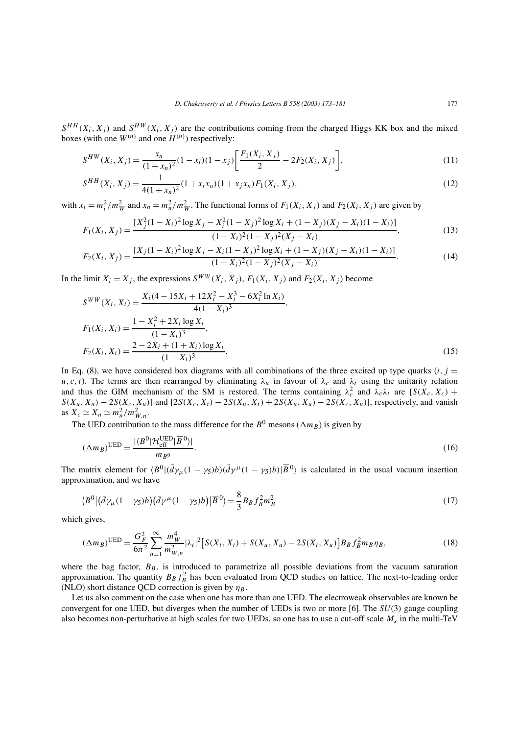$S^{HH}(X_i, X_j)$ and $S^{HW}(X_i, X_j)$ are the contributions coming from the charged Higgs KK box and the mixed boxes (with one $W^{(n)}$ and one $H^{(n)}$) respectively:

$$S^{HW}(X_i, X_j) = \frac{x_n}{(1+x_n)^2}(1-x_i)(1-x_j)\left[\frac{F_1(X_i, X_j)}{2} - 2F_2(X_i, X_j)\right], \tag{11}$$

$$S^{HH}(X_i, X_j) = \frac{1}{4(1+x_n)^2}(1+x_i x_n)(1+x_j x_n)F_1(X_i, X_j), \tag{12}$$

with $x_i = m_i^2/m_W^2$ and $x_n = m_n^2/m_W^2$. The functional forms of $F_1(X_i, X_j)$ and $F_2(X_i, X_j)$ are given by

$$F_1(X_i, X_j) = \frac{[X_j^2(1-X_i)^2 \log X_j - X_i^2(1-X_j)^2 \log X_i + (1-X_j)(X_j - X_i)(1-X_i)]}{(1-X_i)^2(1-X_j)^2(X_j - X_i)}, \tag{13}$$

$$F_2(X_i, X_j) = \frac{[X_j(1-X_i)^2 \log X_j - X_i(1-X_j)^2 \log X_i + (1-X_j)(X_j - X_i)(1-X_i)]}{(1-X_i)^2(1-X_j)^2(X_j - X_i)}. \tag{14}$$

In the limit $X_i = X_j$, the expressions $S^{WW}(X_i, X_j)$, $F_1(X_i, X_j)$ and $F_2(X_i, X_j)$ become

$$\begin{aligned}
S^{WW}(X_i, X_i) &= \frac{X_i(4 - 15X_i + 12X_i^2 - X_i^3 - 6X_i^2 \ln X_i)}{4(1-X_i)^3}, \\
F_1(X_i, X_i) &= \frac{1 - X_i^2 + 2X_i \log X_i}{(1-X_i)^3}, \\
F_2(X_i, X_i) &= \frac{2 - 2X_i + (1+X_i)\log X_i}{(1-X_i)^3}.
\end{aligned} \tag{15}$$

In Eq. (8), we have considered box diagrams with all combinations of the three excited up type quarks ($i, j = u, c, t$). The terms are then rearranged by eliminating $\lambda_u$ in favour of $\lambda_c$ and $\lambda_t$ using the unitarity relation and thus the GIM mechanism of the SM is restored. The terms containing $\lambda_c^2$ and $\lambda_c\lambda_t$ are $[S(X_c, X_c) + S(X_u, X_u) - 2S(X_c, X_u)]$ and $[2S(X_c, X_t) - 2S(X_u, X_t) + 2S(X_u, X_u) - 2S(X_c, X_u)]$, respectively, and vanish as $X_c \simeq X_u \simeq m_n^2/m_{W,n}^2$.

The UED contribution to the mass difference for the $B^0$ mesons ($\Delta m_B$) is given by

$$(\Delta m_B)^{\text{UED}} = \frac{|\langle B^0|\mathcal{H}_{\text{eff}}^{\text{UED}}|\overline{B}^0\rangle|}{m_{B^0}}. \tag{16}$$

The matrix element for $\langle B^0|(\bar{d}\gamma_\mu(1-\gamma_5)b)(\bar{d}\gamma^\mu(1-\gamma_5)b)|\overline{B}^0\rangle$ is calculated in the usual vacuum insertion approximation, and we have

$$\left\langle B^0\middle|\left(\bar{d}\gamma_\mu(1-\gamma_5)b\right)\left(\bar{d}\gamma^\mu(1-\gamma_5)b\right)\middle|\overline{B}^0\right\rangle = \frac{8}{3}B_B f_B^2 m_B^2 \tag{17}$$

which gives,

$$(\Delta m_B)^{\text{UED}} = \frac{G_F^2}{6\pi^2}\sum_{n=1}^{\infty}\frac{m_W^4}{m_{W,n}^2}|\lambda_t|^2\left[S(X_t, X_t) + S(X_u, X_u) - 2S(X_t, X_u)\right]B_B f_B^2 m_B \eta_B, \tag{18}$$

where the bag factor, $B_B$, is introduced to parametrize all possible deviations from the vacuum saturation approximation. The quantity $B_B f_B^2$ has been evaluated from QCD studies on lattice. The next-to-leading order (NLO) short distance QCD correction is given by $\eta_B$.

Let us also comment on the case when one has more than one UED. The electroweak observables are known be convergent for one UED, but diverges when the number of UEDs is two or more [6]. The $SU(3)$ gauge coupling also becomes non-perturbative at high scales for two UEDs, so one has to use a cut-off scale $M_s$ in the multi-TeV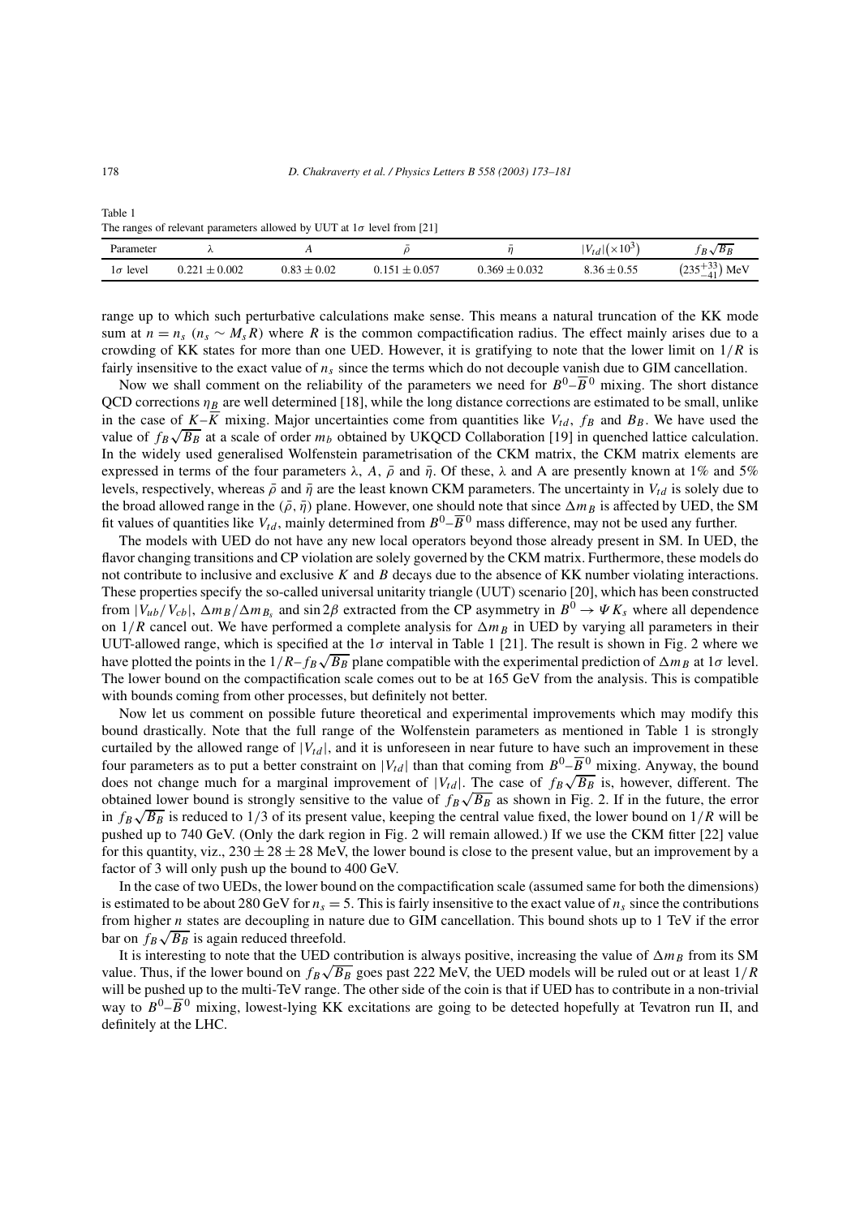Table 1
The ranges of relevant parameters allowed by UUT at $1\sigma$ level from [21]

| Parameter | $\lambda$ | $A$ | $\bar{\rho}$ | $\bar{\eta}$ | $\lvert V_{td}\rvert(\times 10^3)$ | $f_B\sqrt{B_B}$ |
|---|---|---|---|---|---|---|
| $1\sigma$ level | $0.221 \pm 0.002$ | $0.83 \pm 0.02$ | $0.151 \pm 0.057$ | $0.369 \pm 0.032$ | $8.36 \pm 0.55$ | $(235^{+33}_{-41})$ MeV |

range up to which such perturbative calculations make sense. This means a natural truncation of the KK mode sum at $n = n_s$ ($n_s \sim M_s R$) where $R$ is the common compactification radius. The effect mainly arises due to a crowding of KK states for more than one UED. However, it is gratifying to note that the lower limit on $1/R$ is fairly insensitive to the exact value of $n_s$ since the terms which do not decouple vanish due to GIM cancellation.

Now we shall comment on the reliability of the parameters we need for $B^0$–$\overline{B}^0$ mixing. The short distance QCD corrections $\eta_B$ are well determined [18], while the long distance corrections are estimated to be small, unlike in the case of $K$–$\overline{K}$ mixing. Major uncertainties come from quantities like $V_{td}$, $f_B$ and $B_B$. We have used the value of $f_B\sqrt{B_B}$ at a scale of order $m_b$ obtained by UKQCD Collaboration [19] in quenched lattice calculation. In the widely used generalised Wolfenstein parametrisation of the CKM matrix, the CKM matrix elements are expressed in terms of the four parameters $\lambda$, $A$, $\bar{\rho}$ and $\bar{\eta}$. Of these, $\lambda$ and A are presently known at 1% and 5% levels, respectively, whereas $\bar{\rho}$ and $\bar{\eta}$ are the least known CKM parameters. The uncertainty in $V_{td}$ is solely due to the broad allowed range in the $(\bar{\rho}, \bar{\eta})$ plane. However, one should note that since $\Delta m_B$ is affected by UED, the SM fit values of quantities like $V_{td}$, mainly determined from $B^0$–$\overline{B}^0$ mass difference, may not be used any further.

The models with UED do not have any new local operators beyond those already present in SM. In UED, the flavor changing transitions and CP violation are solely governed by the CKM matrix. Furthermore, these models do not contribute to inclusive and exclusive $K$ and $B$ decays due to the absence of KK number violating interactions. These properties specify the so-called universal unitarity triangle (UUT) scenario [20], which has been constructed from $|V_{ub}/V_{cb}|$, $\Delta m_B/\Delta m_{B_s}$ and $\sin 2\beta$ extracted from the CP asymmetry in $B^0 \to \Psi K_s$ where all dependence on $1/R$ cancel out. We have performed a complete analysis for $\Delta m_B$ in UED by varying all parameters in their UUT-allowed range, which is specified at the $1\sigma$ interval in Table 1 [21]. The result is shown in Fig. 2 where we have plotted the points in the $1/R$–$f_B\sqrt{B_B}$ plane compatible with the experimental prediction of $\Delta m_B$ at $1\sigma$ level. The lower bound on the compactification scale comes out to be at 165 GeV from the analysis. This is compatible with bounds coming from other processes, but definitely not better.

Now let us comment on possible future theoretical and experimental improvements which may modify this bound drastically. Note that the full range of the Wolfenstein parameters as mentioned in Table 1 is strongly curtailed by the allowed range of $|V_{td}|$, and it is unforeseen in near future to have such an improvement in these four parameters as to put a better constraint on $|V_{td}|$ than that coming from $B^0$–$\overline{B}^0$ mixing. Anyway, the bound does not change much for a marginal improvement of $|V_{td}|$. The case of $f_B\sqrt{B_B}$ is, however, different. The obtained lower bound is strongly sensitive to the value of $f_B\sqrt{B_B}$ as shown in Fig. 2. If in the future, the error in $f_B\sqrt{B_B}$ is reduced to 1/3 of its present value, keeping the central value fixed, the lower bound on $1/R$ will be pushed up to 740 GeV. (Only the dark region in Fig. 2 will remain allowed.) If we use the CKM fitter [22] value for this quantity, viz., $230 \pm 28 \pm 28$ MeV, the lower bound is close to the present value, but an improvement by a factor of 3 will only push up the bound to 400 GeV.

In the case of two UEDs, the lower bound on the compactification scale (assumed same for both the dimensions) is estimated to be about 280 GeV for $n_s = 5$. This is fairly insensitive to the exact value of $n_s$ since the contributions from higher $n$ states are decoupling in nature due to GIM cancellation. This bound shoots up to 1 TeV if the error bar on $f_B\sqrt{B_B}$ is again reduced threefold.

It is interesting to note that the UED contribution is always positive, increasing the value of $\Delta m_B$ from its SM value. Thus, if the lower bound on $f_B\sqrt{B_B}$ goes past 222 MeV, the UED models will be ruled out or at least $1/R$ will be pushed up to the multi-TeV range. The other side of the coin is that if UED has to contribute in a non-trivial way to $B^0$–$\overline{B}^0$ mixing, lowest-lying KK excitations are going to be detected hopefully at Tevatron run II, and definitely at the LHC.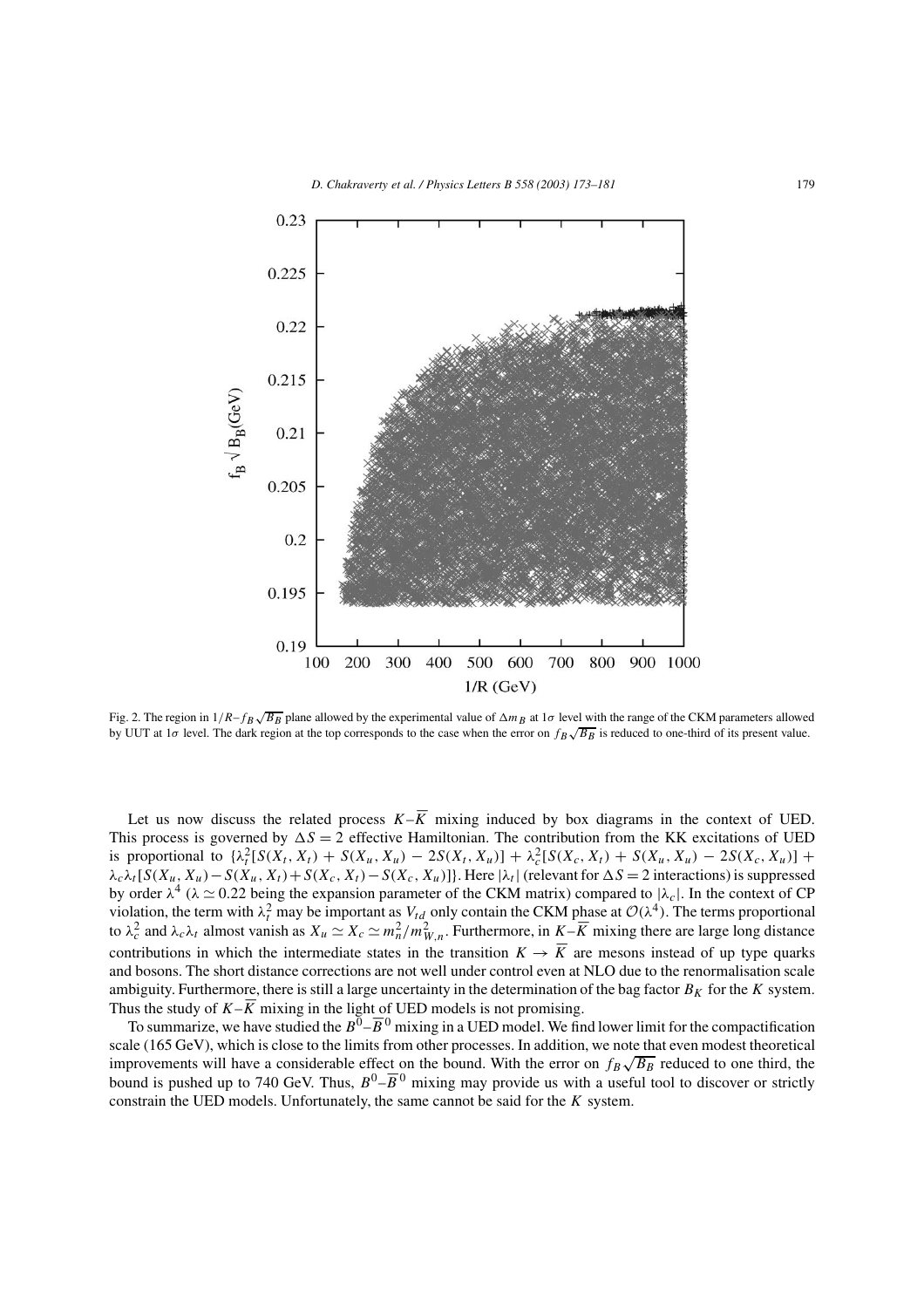Fig. 2. The region in $1/R$–$f_B\sqrt{B_B}$ plane allowed by the experimental value of $\Delta m_B$ at $1\sigma$ level with the range of the CKM parameters allowed by UUT at $1\sigma$ level. The dark region at the top corresponds to the case when the error on $f_B\sqrt{B_B}$ is reduced to one-third of its present value.

Let us now discuss the related process $K$–$\overline{K}$ mixing induced by box diagrams in the context of UED. This process is governed by $\Delta S = 2$ effective Hamiltonian. The contribution from the KK excitations of UED is proportional to $\{\lambda_t^2[S(X_t, X_t) + S(X_u, X_u) - 2S(X_t, X_u)] + \lambda_c^2[S(X_c, X_t) + S(X_u, X_u) - 2S(X_c, X_u)] + \lambda_c\lambda_t[S(X_u, X_u) - S(X_u, X_t) + S(X_c, X_t) - S(X_c, X_u)]\}$. Here $|\lambda_t|$ (relevant for $\Delta S = 2$ interactions) is suppressed by order $\lambda^4$ ($\lambda \simeq 0.22$ being the expansion parameter of the CKM matrix) compared to $|\lambda_c|$. In the context of CP violation, the term with $\lambda_t^2$ may be important as $V_{td}$ only contain the CKM phase at $\mathcal{O}(\lambda^4)$. The terms proportional to $\lambda_c^2$ and $\lambda_c\lambda_t$ almost vanish as $X_u \simeq X_c \simeq m_n^2/m_{W,n}^2$. Furthermore, in $K$–$\overline{K}$ mixing there are large long distance contributions in which the intermediate states in the transition $K \to \overline{K}$ are mesons instead of up type quarks and bosons. The short distance corrections are not well under control even at NLO due to the renormalisation scale ambiguity. Furthermore, there is still a large uncertainty in the determination of the bag factor $B_K$ for the $K$ system. Thus the study of $K$–$\overline{K}$ mixing in the light of UED models is not promising.

To summarize, we have studied the $B^0$–$\overline{B}^0$ mixing in a UED model. We find lower limit for the compactification scale (165 GeV), which is close to the limits from other processes. In addition, we note that even modest theoretical improvements will have a considerable effect on the bound. With the error on $f_B\sqrt{B_B}$ reduced to one third, the bound is pushed up to 740 GeV. Thus, $B^0$–$\overline{B}^0$ mixing may provide us with a useful tool to discover or strictly constrain the UED models. Unfortunately, the same cannot be said for the $K$ system.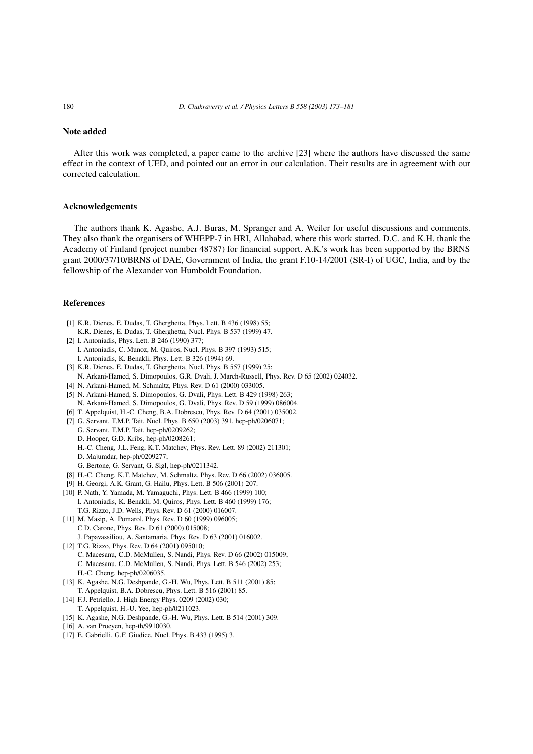## Note added

After this work was completed, a paper came to the archive [23] where the authors have discussed the same effect in the context of UED, and pointed out an error in our calculation. Their results are in agreement with our corrected calculation.

## Acknowledgements

The authors thank K. Agashe, A.J. Buras, M. Spranger and A. Weiler for useful discussions and comments. They also thank the organisers of WHEPP-7 in HRI, Allahabad, where this work started. D.C. and K.H. thank the Academy of Finland (project number 48787) for financial support. A.K.'s work has been supported by the BRNS grant 2000/37/10/BRNS of DAE, Government of India, the grant F.10-14/2001 (SR-I) of UGC, India, and by the fellowship of the Alexander von Humboldt Foundation.

## References

[1] K.R. Dienes, E. Dudas, T. Gherghetta, Phys. Lett. B 436 (1998) 55;
K.R. Dienes, E. Dudas, T. Gherghetta, Nucl. Phys. B 537 (1999) 47.

[2] I. Antoniadis, Phys. Lett. B 246 (1990) 377;
I. Antoniadis, C. Munoz, M. Quiros, Nucl. Phys. B 397 (1993) 515;
I. Antoniadis, K. Benakli, Phys. Lett. B 326 (1994) 69.

[3] K.R. Dienes, E. Dudas, T. Gherghetta, Nucl. Phys. B 557 (1999) 25;
N. Arkani-Hamed, S. Dimopoulos, G.R. Dvali, J. March-Russell, Phys. Rev. D 65 (2002) 024032.

[4] N. Arkani-Hamed, M. Schmaltz, Phys. Rev. D 61 (2000) 033005.

[5] N. Arkani-Hamed, S. Dimopoulos, G. Dvali, Phys. Lett. B 429 (1998) 263;
N. Arkani-Hamed, S. Dimopoulos, G. Dvali, Phys. Rev. D 59 (1999) 086004.

[6] T. Appelquist, H.-C. Cheng, B.A. Dobrescu, Phys. Rev. D 64 (2001) 035002.

[7] G. Servant, T.M.P. Tait, Nucl. Phys. B 650 (2003) 391, hep-ph/0206071;
G. Servant, T.M.P. Tait, hep-ph/0209262;
D. Hooper, G.D. Kribs, hep-ph/0208261;
H.-C. Cheng, J.L. Feng, K.T. Matchev, Phys. Rev. Lett. 89 (2002) 211301;
D. Majumdar, hep-ph/0209277;
G. Bertone, G. Servant, G. Sigl, hep-ph/0211342.

[8] H.-C. Cheng, K.T. Matchev, M. Schmaltz, Phys. Rev. D 66 (2002) 036005.

[9] H. Georgi, A.K. Grant, G. Hailu, Phys. Lett. B 506 (2001) 207.

[10] P. Nath, Y. Yamada, M. Yamaguchi, Phys. Lett. B 466 (1999) 100;
I. Antoniadis, K. Benakli, M. Quiros, Phys. Lett. B 460 (1999) 176;
T.G. Rizzo, J.D. Wells, Phys. Rev. D 61 (2000) 016007.

[11] M. Masip, A. Pomarol, Phys. Rev. D 60 (1999) 096005;
C.D. Carone, Phys. Rev. D 61 (2000) 015008;
J. Papavassiliou, A. Santamaria, Phys. Rev. D 63 (2001) 016002.

[12] T.G. Rizzo, Phys. Rev. D 64 (2001) 095010;
C. Macesanu, C.D. McMullen, S. Nandi, Phys. Rev. D 66 (2002) 015009;
C. Macesanu, C.D. McMullen, S. Nandi, Phys. Lett. B 546 (2002) 253;
H.-C. Cheng, hep-ph/0206035.

[13] K. Agashe, N.G. Deshpande, G.-H. Wu, Phys. Lett. B 511 (2001) 85;
T. Appelquist, B.A. Dobrescu, Phys. Lett. B 516 (2001) 85.

[14] F.J. Petriello, J. High Energy Phys. 0209 (2002) 030;
T. Appelquist, H.-U. Yee, hep-ph/0211023.

[15] K. Agashe, N.G. Deshpande, G.-H. Wu, Phys. Lett. B 514 (2001) 309.

[16] A. van Proeyen, hep-th/9910030.

[17] E. Gabrielli, G.F. Giudice, Nucl. Phys. B 433 (1995) 3.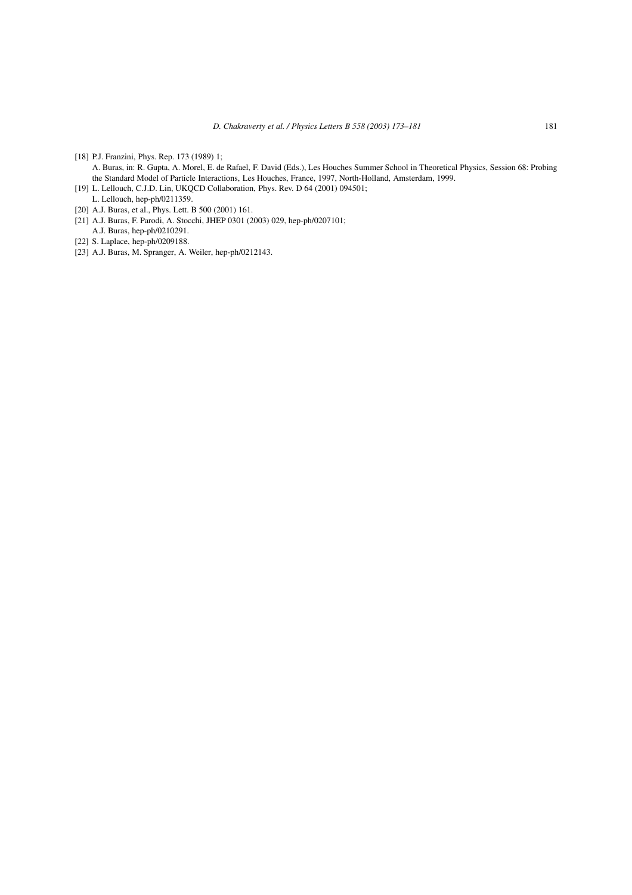[18] P.J. Franzini, Phys. Rep. 173 (1989) 1;
A. Buras, in: R. Gupta, A. Morel, E. de Rafael, F. David (Eds.), Les Houches Summer School in Theoretical Physics, Session 68: Probing the Standard Model of Particle Interactions, Les Houches, France, 1997, North-Holland, Amsterdam, 1999.

[19] L. Lellouch, C.J.D. Lin, UKQCD Collaboration, Phys. Rev. D 64 (2001) 094501;
L. Lellouch, hep-ph/0211359.

[20] A.J. Buras, et al., Phys. Lett. B 500 (2001) 161.

[21] A.J. Buras, F. Parodi, A. Stocchi, JHEP 0301 (2003) 029, hep-ph/0207101;
A.J. Buras, hep-ph/0210291.

[22] S. Laplace, hep-ph/0209188.

[23] A.J. Buras, M. Spranger, A. Weiler, hep-ph/0212143.